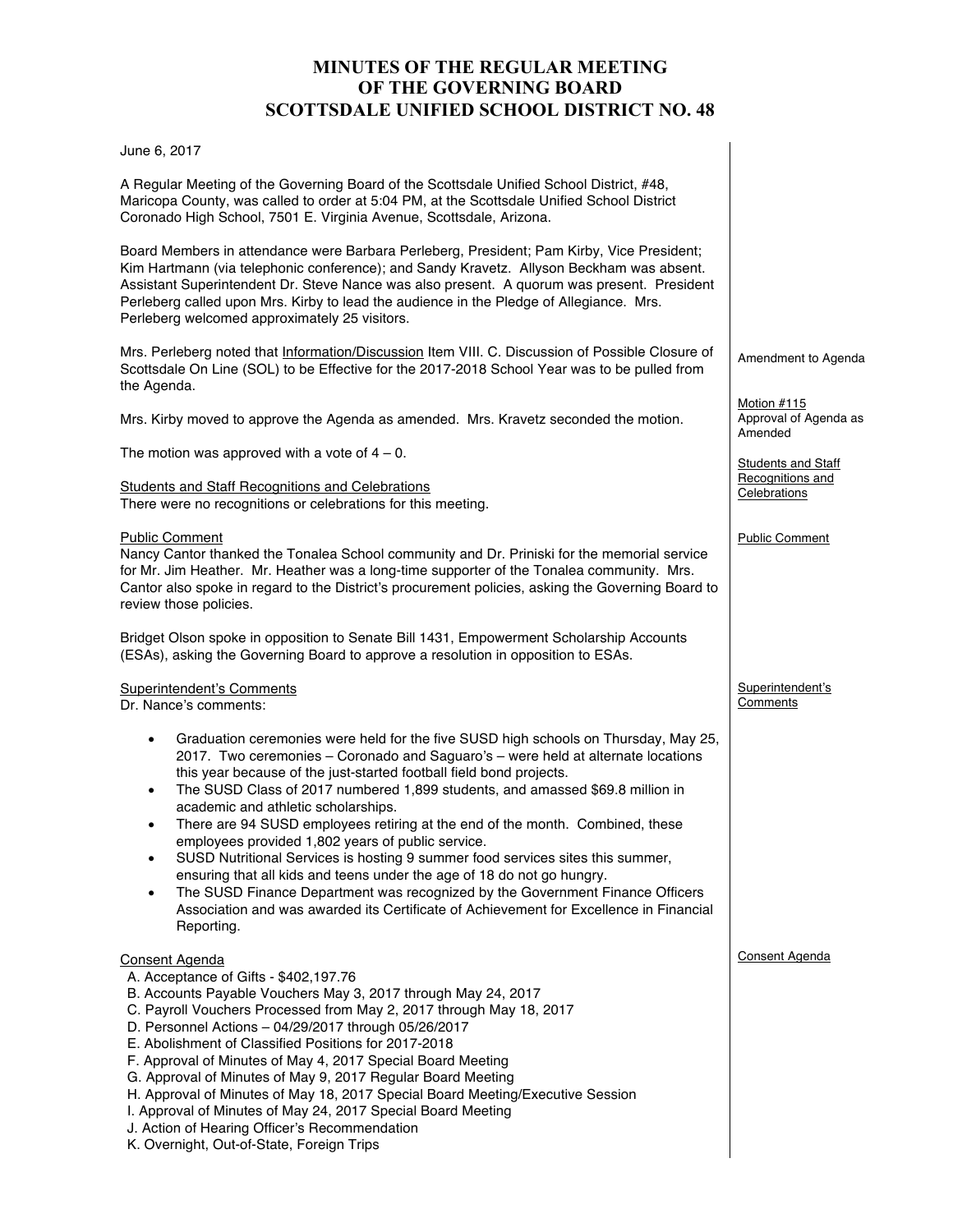# MINUTES OF THE REGULAR MEETING OF THE GOVERNING BOARD SCOTTSDALE UNIFIED SCHOOL DISTRICT NO. 48

June 6, 2017

A Regular Meeting of the Governing Board of the Scottsdale Unified School District, #48, Maricopa County, was called to order at 5:04 PM, at the Scottsdale Unified School District Coronado High School, 7501 E. Virginia Avenue, Scottsdale, Arizona.

Board Members in attendance were Barbara Perleberg, President; Pam Kirby, Vice President; Kim Hartmann (via telephonic conference); and Sandy Kravetz. Allyson Beckham was absent. Assistant Superintendent Dr. Steve Nance was also present. A quorum was present. President Perleberg called upon Mrs. Kirby to lead the audience in the Pledge of Allegiance. Mrs. Perleberg welcomed approximately 25 visitors.

*Amendment to Agenda*

Mrs. Perleberg noted that Information/Discussion Item VIII. C. Discussion of Possible Closure of Scottsdale On Line (SOL) to be Effective for the 2017-2018 School Year was to be pulled from the Agenda.

*Motion #115 Approval of Agenda as Amended*

Mrs. Kirby moved to approve the Agenda as amended. Mrs. Kravetz seconded the motion.

The motion was approved with a vote of 4 – 0.

## Students and Staff Recognitions and Celebrations

There were no recognitions or celebrations for this meeting.

## Public Comment

Nancy Cantor thanked the Tonalea School community and Dr. Priniski for the memorial service for Mr. Jim Heather. Mr. Heather was a long-time supporter of the Tonalea community. Mrs. Cantor also spoke in regard to the District's procurement policies, asking the Governing Board to review those policies.

Bridget Olson spoke in opposition to Senate Bill 1431, Empowerment Scholarship Accounts (ESAs), asking the Governing Board to approve a resolution in opposition to ESAs.

## Superintendent's Comments

Dr. Nance's comments:

- Graduation ceremonies were held for the five SUSD high schools on Thursday, May 25, 2017. Two ceremonies – Coronado and Saguaro's – were held at alternate locations this year because of the just-started football field bond projects.
- The SUSD Class of 2017 numbered 1,899 students, and amassed $69.8 million in academic and athletic scholarships.
- There are 94 SUSD employees retiring at the end of the month. Combined, these employees provided 1,802 years of public service.
- SUSD Nutritional Services is hosting 9 summer food services sites this summer, ensuring that all kids and teens under the age of 18 do not go hungry.
- The SUSD Finance Department was recognized by the Government Finance Officers Association and was awarded its Certificate of Achievement for Excellence in Financial Reporting.

## Consent Agenda

A. Acceptance of Gifts - $402,197.76
B. Accounts Payable Vouchers May 3, 2017 through May 24, 2017
C. Payroll Vouchers Processed from May 2, 2017 through May 18, 2017
D. Personnel Actions – 04/29/2017 through 05/26/2017
E. Abolishment of Classified Positions for 2017-2018
F. Approval of Minutes of May 4, 2017 Special Board Meeting
G. Approval of Minutes of May 9, 2017 Regular Board Meeting
H. Approval of Minutes of May 18, 2017 Special Board Meeting/Executive Session
I. Approval of Minutes of May 24, 2017 Special Board Meeting
J. Action of Hearing Officer's Recommendation
K. Overnight, Out-of-State, Foreign Trips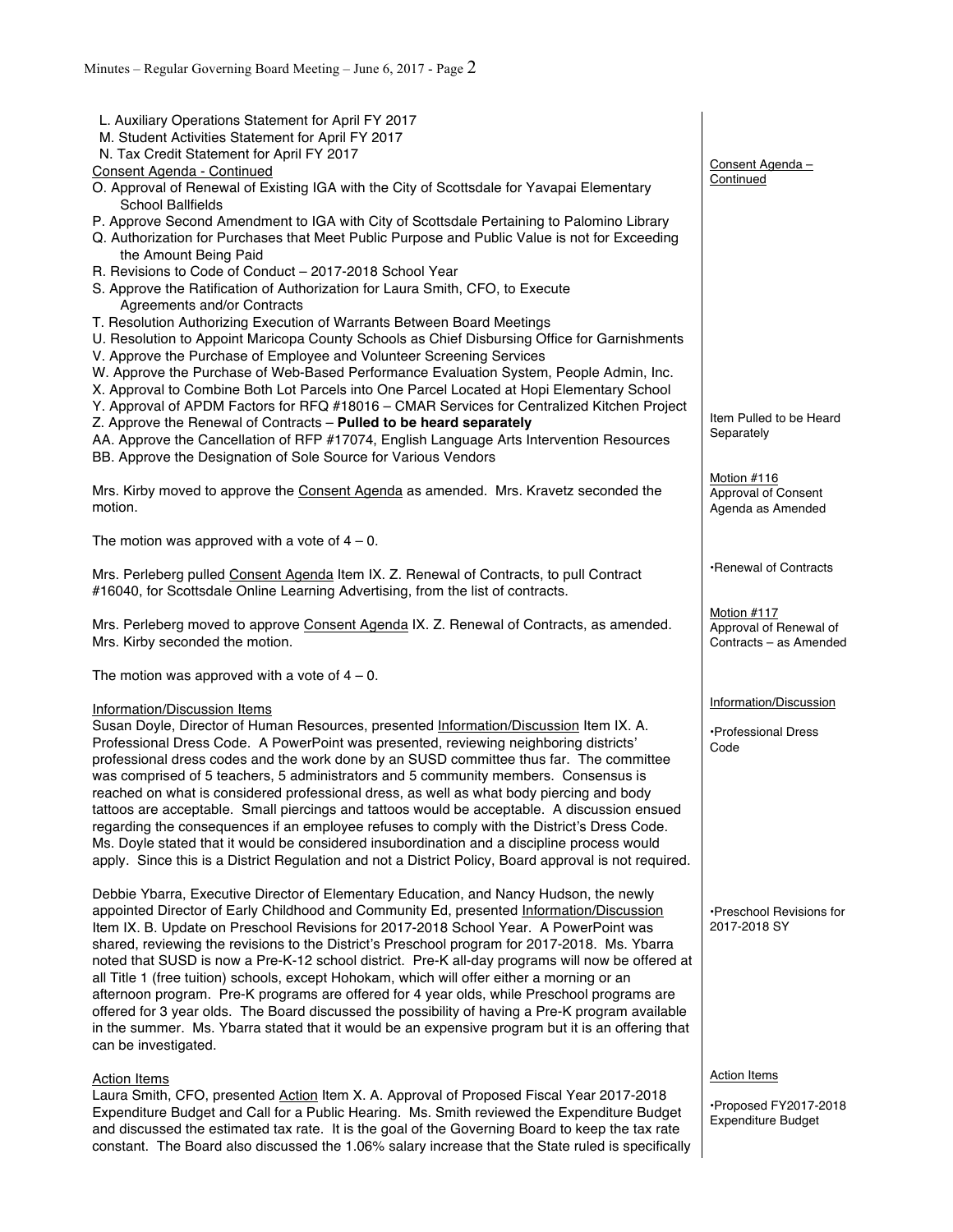L. Auxiliary Operations Statement for April FY 2017
M. Student Activities Statement for April FY 2017
N. Tax Credit Statement for April FY 2017

Consent Agenda - Continued

*Consent Agenda – Continued*

O. Approval of Renewal of Existing IGA with the City of Scottsdale for Yavapai Elementary School Ballfields
P. Approve Second Amendment to IGA with City of Scottsdale Pertaining to Palomino Library
Q. Authorization for Purchases that Meet Public Purpose and Public Value is not for Exceeding the Amount Being Paid
R. Revisions to Code of Conduct – 2017-2018 School Year
S. Approve the Ratification of Authorization for Laura Smith, CFO, to Execute Agreements and/or Contracts
T. Resolution Authorizing Execution of Warrants Between Board Meetings
U. Resolution to Appoint Maricopa County Schools as Chief Disbursing Office for Garnishments
V. Approve the Purchase of Employee and Volunteer Screening Services
W. Approve the Purchase of Web-Based Performance Evaluation System, People Admin, Inc.
X. Approval to Combine Both Lot Parcels into One Parcel Located at Hopi Elementary School
Y. Approval of APDM Factors for RFQ #18016 – CMAR Services for Centralized Kitchen Project
Z. Approve the Renewal of Contracts – **Pulled to be heard separately**
AA. Approve the Cancellation of RFP #17074, English Language Arts Intervention Resources
BB. Approve the Designation of Sole Source for Various Vendors

*Item Pulled to be Heard Separately*

*Motion #116 – Approval of Consent Agenda as Amended*

Mrs. Kirby moved to approve the Consent Agenda as amended. Mrs. Kravetz seconded the motion.

The motion was approved with a vote of 4 – 0.

*•Renewal of Contracts*

Mrs. Perleberg pulled Consent Agenda Item IX. Z. Renewal of Contracts, to pull Contract #16040, for Scottsdale Online Learning Advertising, from the list of contracts.

*Motion #117 – Approval of Renewal of Contracts – as Amended*

Mrs. Perleberg moved to approve Consent Agenda IX. Z. Renewal of Contracts, as amended. Mrs. Kirby seconded the motion.

The motion was approved with a vote of 4 – 0.

Information/Discussion Items

*Information/Discussion*

*•Professional Dress Code*

Susan Doyle, Director of Human Resources, presented Information/Discussion Item IX. A. Professional Dress Code. A PowerPoint was presented, reviewing neighboring districts' professional dress codes and the work done by an SUSD committee thus far. The committee was comprised of 5 teachers, 5 administrators and 5 community members. Consensus is reached on what is considered professional dress, as well as what body piercing and body tattoos are acceptable. Small piercings and tattoos would be acceptable. A discussion ensued regarding the consequences if an employee refuses to comply with the District's Dress Code. Ms. Doyle stated that it would be considered insubordination and a discipline process would apply. Since this is a District Regulation and not a District Policy, Board approval is not required.

*•Preschool Revisions for 2017-2018 SY*

Debbie Ybarra, Executive Director of Elementary Education, and Nancy Hudson, the newly appointed Director of Early Childhood and Community Ed, presented Information/Discussion Item IX. B. Update on Preschool Revisions for 2017-2018 School Year. A PowerPoint was shared, reviewing the revisions to the District's Preschool program for 2017-2018. Ms. Ybarra noted that SUSD is now a Pre-K-12 school district. Pre-K all-day programs will now be offered at all Title 1 (free tuition) schools, except Hohokam, which will offer either a morning or an afternoon program. Pre-K programs are offered for 4 year olds, while Preschool programs are offered for 3 year olds. The Board discussed the possibility of having a Pre-K program available in the summer. Ms. Ybarra stated that it would be an expensive program but it is an offering that can be investigated.

Action Items

*Action Items*

*•Proposed FY2017-2018 Expenditure Budget*

Laura Smith, CFO, presented Action Item X. A. Approval of Proposed Fiscal Year 2017-2018 Expenditure Budget and Call for a Public Hearing. Ms. Smith reviewed the Expenditure Budget and discussed the estimated tax rate. It is the goal of the Governing Board to keep the tax rate constant. The Board also discussed the 1.06% salary increase that the State ruled is specifically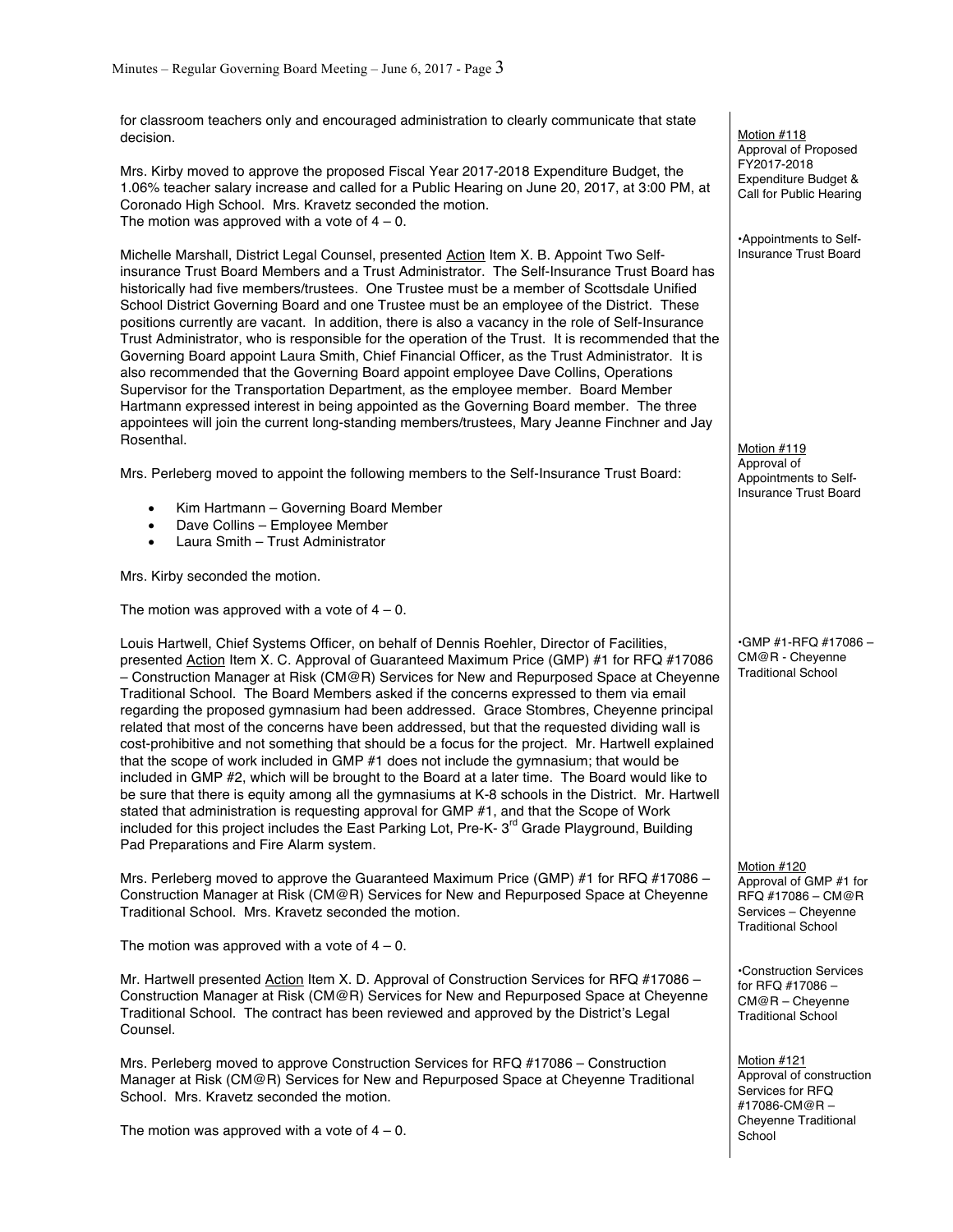for classroom teachers only and encouraged administration to clearly communicate that state decision.

Motion #118
Approval of Proposed FY2017-2018 Expenditure Budget & Call for Public Hearing

Mrs. Kirby moved to approve the proposed Fiscal Year 2017-2018 Expenditure Budget, the 1.06% teacher salary increase and called for a Public Hearing on June 20, 2017, at 3:00 PM, at Coronado High School. Mrs. Kravetz seconded the motion.
The motion was approved with a vote of 4 – 0.

•Appointments to Self-Insurance Trust Board

Michelle Marshall, District Legal Counsel, presented Action Item X. B. Appoint Two Self-insurance Trust Board Members and a Trust Administrator. The Self-Insurance Trust Board has historically had five members/trustees. One Trustee must be a member of Scottsdale Unified School District Governing Board and one Trustee must be an employee of the District. These positions currently are vacant. In addition, there is also a vacancy in the role of Self-Insurance Trust Administrator, who is responsible for the operation of the Trust. It is recommended that the Governing Board appoint Laura Smith, Chief Financial Officer, as the Trust Administrator. It is also recommended that the Governing Board appoint employee Dave Collins, Operations Supervisor for the Transportation Department, as the employee member. Board Member Hartmann expressed interest in being appointed as the Governing Board member. The three appointees will join the current long-standing members/trustees, Mary Jeanne Finchner and Jay Rosenthal.

Motion #119
Approval of Appointments to Self-Insurance Trust Board

Mrs. Perleberg moved to appoint the following members to the Self-Insurance Trust Board:

- Kim Hartmann – Governing Board Member
- Dave Collins – Employee Member
- Laura Smith – Trust Administrator

Mrs. Kirby seconded the motion.

The motion was approved with a vote of 4 – 0.

•GMP #1-RFQ #17086 – CM@R - Cheyenne Traditional School

Louis Hartwell, Chief Systems Officer, on behalf of Dennis Roehler, Director of Facilities, presented Action Item X. C. Approval of Guaranteed Maximum Price (GMP) #1 for RFQ #17086 – Construction Manager at Risk (CM@R) Services for New and Repurposed Space at Cheyenne Traditional School. The Board Members asked if the concerns expressed to them via email regarding the proposed gymnasium had been addressed. Grace Stombres, Cheyenne principal related that most of the concerns have been addressed, but that the requested dividing wall is cost-prohibitive and not something that should be a focus for the project. Mr. Hartwell explained that the scope of work included in GMP #1 does not include the gymnasium; that would be included in GMP #2, which will be brought to the Board at a later time. The Board would like to be sure that there is equity among all the gymnasiums at K-8 schools in the District. Mr. Hartwell stated that administration is requesting approval for GMP #1, and that the Scope of Work included for this project includes the East Parking Lot, Pre-K- 3rd Grade Playground, Building Pad Preparations and Fire Alarm system.

Motion #120
Approval of GMP #1 for RFQ #17086 – CM@R Services – Cheyenne Traditional School

Mrs. Perleberg moved to approve the Guaranteed Maximum Price (GMP) #1 for RFQ #17086 – Construction Manager at Risk (CM@R) Services for New and Repurposed Space at Cheyenne Traditional School. Mrs. Kravetz seconded the motion.

The motion was approved with a vote of 4 – 0.

•Construction Services for RFQ #17086 – CM@R – Cheyenne Traditional School

Mr. Hartwell presented Action Item X. D. Approval of Construction Services for RFQ #17086 – Construction Manager at Risk (CM@R) Services for New and Repurposed Space at Cheyenne Traditional School. The contract has been reviewed and approved by the District's Legal Counsel.

Motion #121
Approval of construction Services for RFQ #17086-CM@R – Cheyenne Traditional School

Mrs. Perleberg moved to approve Construction Services for RFQ #17086 – Construction Manager at Risk (CM@R) Services for New and Repurposed Space at Cheyenne Traditional School. Mrs. Kravetz seconded the motion.

The motion was approved with a vote of 4 – 0.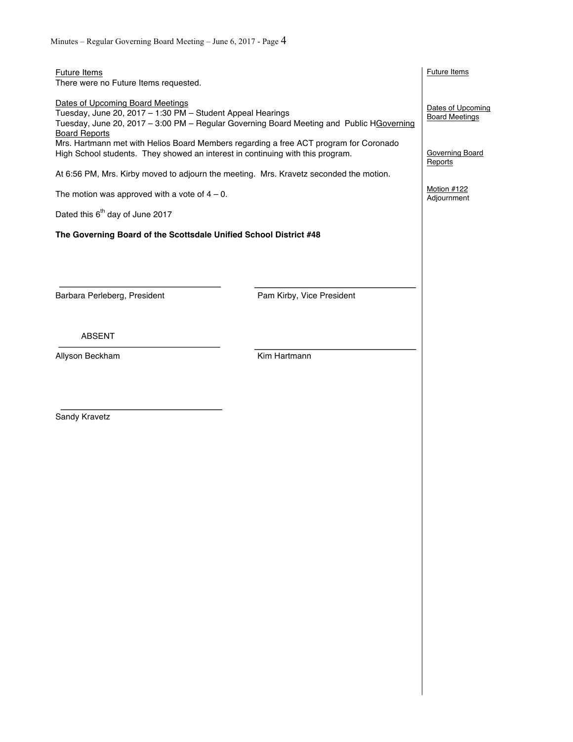Future Items
There were no Future Items requested.

Dates of Upcoming Board Meetings
Tuesday, June 20, 2017 – 1:30 PM – Student Appeal Hearings
Tuesday, June 20, 2017 – 3:00 PM – Regular Governing Board Meeting and Public HGoverning Board Reports
Mrs. Hartmann met with Helios Board Members regarding a free ACT program for Coronado High School students. They showed an interest in continuing with this program.

At 6:56 PM, Mrs. Kirby moved to adjourn the meeting. Mrs. Kravetz seconded the motion.

The motion was approved with a vote of 4 – 0.

Dated this 6th day of June 2017

**The Governing Board of the Scottsdale Unified School District #48**

Barbara Perleberg, President

Pam Kirby, Vice President

ABSENT

Allyson Beckham

Kim Hartmann

Sandy Kravetz

Future Items

Dates of Upcoming Board Meetings

Governing Board Reports

Motion #122
Adjournment